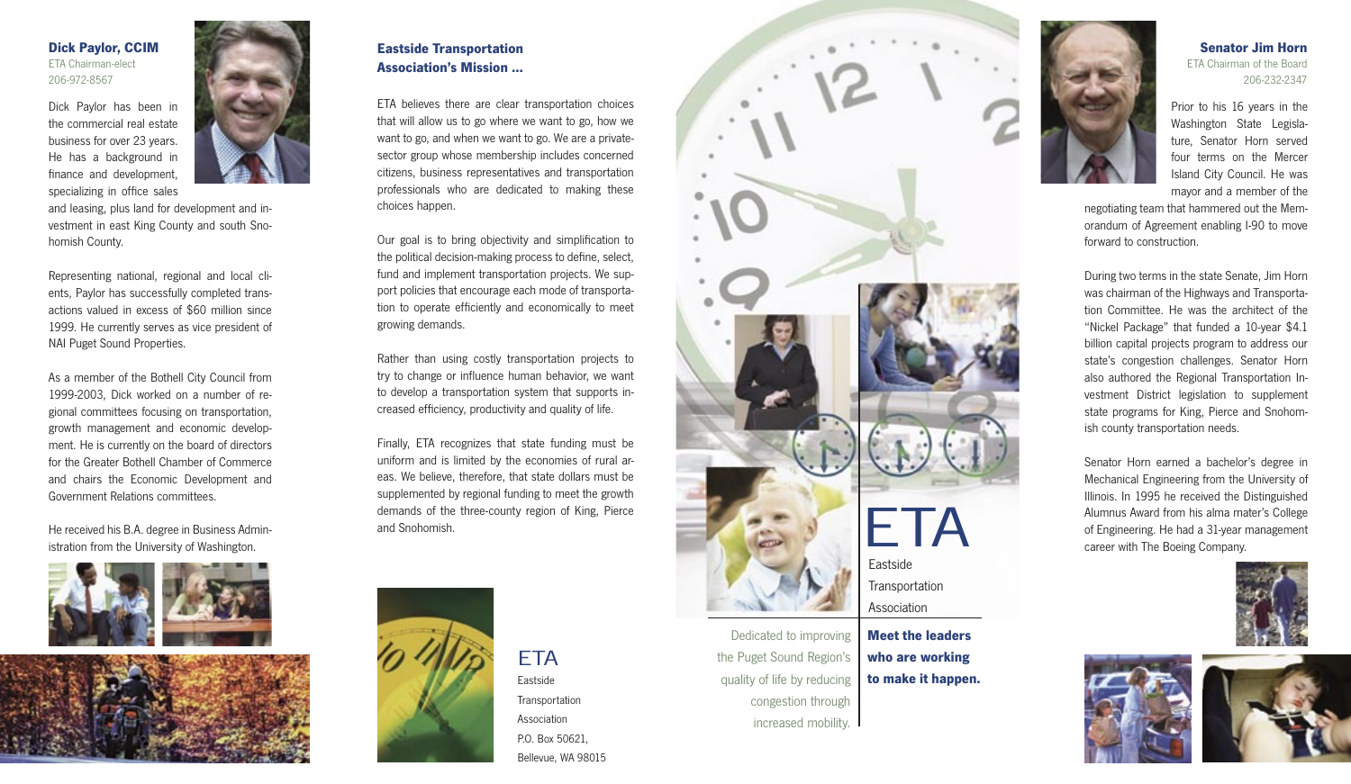### Dick Paylor, CCIM

ETA Chairman-elect
206-972-8567

Dick Paylor has been in the commercial real estate business for over 23 years. He has a background in finance and development, specializing in office sales and leasing, plus land for development and investment in east King County and south Snohomish County.

Representing national, regional and local clients, Paylor has successfully completed transactions valued in excess of $60 million since 1999. He currently serves as vice president of NAI Puget Sound Properties.

As a member of the Bothell City Council from 1999-2003, Dick worked on a number of regional committees focusing on transportation, growth management and economic development. He is currently on the board of directors for the Greater Bothell Chamber of Commerce and chairs the Economic Development and Government Relations committees.

He received his B.A. degree in Business Administration from the University of Washington.

### Eastside Transportation Association's Mission ...

ETA believes there are clear transportation choices that will allow us to go where we want to go, how we want to go, and when we want to go. We are a private-sector group whose membership includes concerned citizens, business representatives and transportation professionals who are dedicated to making these choices happen.

Our goal is to bring objectivity and simplification to the political decision-making process to define, select, fund and implement transportation projects. We support policies that encourage each mode of transportation to operate efficiently and economically to meet growing demands.

Rather than using costly transportation projects to try to change or influence human behavior, we want to develop a transportation system that supports increased efficiency, productivity and quality of life.

Finally, ETA recognizes that state funding must be uniform and is limited by the economies of rural areas. We believe, therefore, that state dollars must be supplemented by regional funding to meet the growth demands of the three-county region of King, Pierce and Snohomish.

ETA
Eastside
Transportation
Association
P.O. Box 50621,
Bellevue, WA 98015

# ETA

Eastside
Transportation
Association

Dedicated to improving the Puget Sound Region's quality of life by reducing congestion through increased mobility.

**Meet the leaders who are working to make it happen.**

### Senator Jim Horn

ETA Chairman of the Board
206-232-2347

Prior to his 16 years in the Washington State Legislature, Senator Horn served four terms on the Mercer Island City Council. He was mayor and a member of the negotiating team that hammered out the Memorandum of Agreement enabling I-90 to move forward to construction.

During two terms in the state Senate, Jim Horn was chairman of the Highways and Transportation Committee. He was the architect of the "Nickel Package" that funded a 10-year $4.1 billion capital projects program to address our state's congestion challenges. Senator Horn also authored the Regional Transportation Investment District legislation to supplement state programs for King, Pierce and Snohomish county transportation needs.

Senator Horn earned a bachelor's degree in Mechanical Engineering from the University of Illinois. In 1995 he received the Distinguished Alumnus Award from his alma mater's College of Engineering. He had a 31-year management career with The Boeing Company.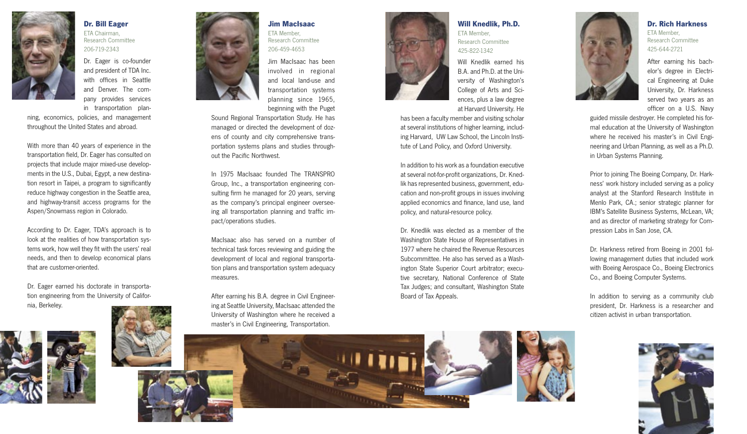### Dr. Bill Eager

ETA Chairman,
Research Committee
206-719-2343

Dr. Eager is co-founder and president of TDA Inc. with offices in Seattle and Denver. The company provides services in transportation planning, economics, policies, and management throughout the United States and abroad.

With more than 40 years of experience in the transportation field, Dr. Eager has consulted on projects that include major mixed-use developments in the U.S., Dubai, Egypt, a new destination resort in Taipei, a program to significantly reduce highway congestion in the Seattle area, and highway-transit access programs for the Aspen/Snowmass region in Colorado.

According to Dr. Eager, TDA's approach is to look at the realities of how transportation systems work, how well they fit with the users' real needs, and then to develop economical plans that are customer-oriented.

Dr. Eager earned his doctorate in transportation engineering from the University of California, Berkeley.

### Jim MacIsaac

ETA Member,
Research Committee
206-459-4653

Jim MacIsaac has been involved in regional and local land-use and transportation systems planning since 1965, beginning with the Puget Sound Regional Transportation Study. He has managed or directed the development of dozens of county and city comprehensive transportation systems plans and studies throughout the Pacific Northwest.

In 1975 MacIsaac founded The TRANSPRO Group, Inc., a transportation engineering consulting firm he managed for 20 years, serving as the company's principal engineer overseeing all transportation planning and traffic impact/operations studies.

MacIsaac also has served on a number of technical task forces reviewing and guiding the development of local and regional transportation plans and transportation system adequacy measures.

After earning his B.A. degree in Civil Engineering at Seattle University, MacIsaac attended the University of Washington where he received a master's in Civil Engineering, Transportation.

### Will Knedlik, Ph.D.

ETA Member,
Research Committee
425-822-1342

Will Knedlik earned his B.A. and Ph.D. at the University of Washington's College of Arts and Sciences, plus a law degree at Harvard University. He has been a faculty member and visiting scholar at several institutions of higher learning, including Harvard, UW Law School, the Lincoln Institute of Land Policy, and Oxford University.

In addition to his work as a foundation executive at several not-for-profit organizations, Dr. Knedlik has represented business, government, education and non-profit groups in issues involving applied economics and finance, land use, land policy, and natural-resource policy.

Dr. Knedlik was elected as a member of the Washington State House of Representatives in 1977 where he chaired the Revenue Resources Subcommittee. He also has served as a Washington State Superior Court arbitrator; executive secretary, National Conference of State Tax Judges; and consultant, Washington State Board of Tax Appeals.

### Dr. Rich Harkness

ETA Member,
Research Committee
425-644-2721

After earning his bachelor's degree in Electrical Engineering at Duke University, Dr. Harkness served two years as an officer on a U.S. Navy guided missile destroyer. He completed his formal education at the University of Washington where he received his master's in Civil Engineering and Urban Planning, as well as a Ph.D. in Urban Systems Planning.

Prior to joining The Boeing Company, Dr. Harkness' work history included serving as a policy analyst at the Stanford Research Institute in Menlo Park, CA.; senior strategic planner for IBM's Satellite Business Systems, McLean, VA; and as director of marketing strategy for Compression Labs in San Jose, CA.

Dr. Harkness retired from Boeing in 2001 following management duties that included work with Boeing Aerospace Co., Boeing Electronics Co., and Boeing Computer Systems.

In addition to serving as a community club president, Dr. Harkness is a researcher and citizen activist in urban transportation.